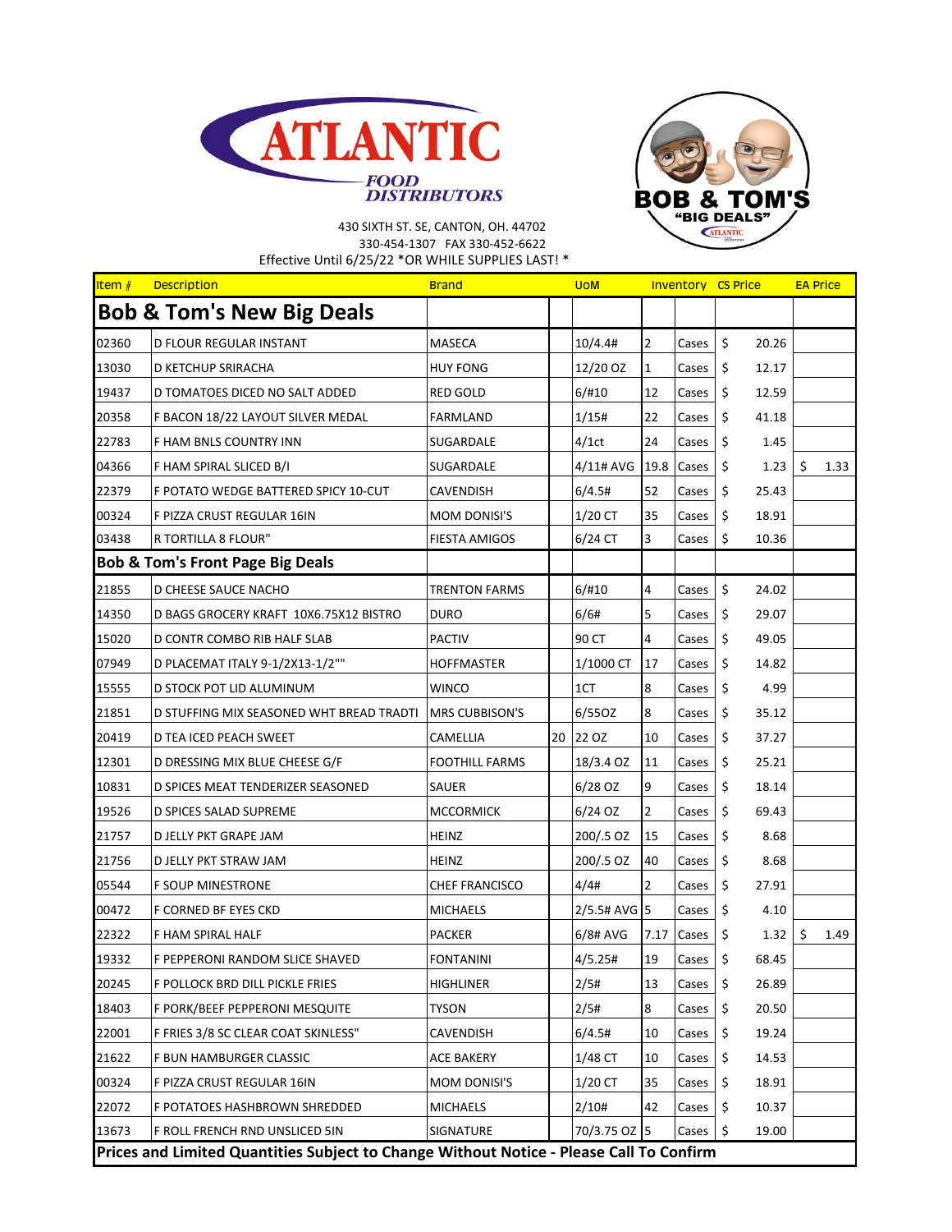ATLANTIC FOOD DISTRIBUTORS

BOB & TOM'S "BIG DEALS"

430 SIXTH ST. SE, CANTON, OH. 44702
330-454-1307 FAX 330-452-6622
Effective Until 6/25/22 *OR WHILE SUPPLIES LAST! *

| Item # | Description | Brand | | UoM | Inventory | | CS Price | EA Price |
|---|---|---|---|---|---|---|---|---|
| **Bob & Tom's New Big Deals** | | | | | | | | |
| 02360 | D FLOUR REGULAR INSTANT | MASECA | | 10/4.4# | 2 | Cases | $ 20.26 | |
| 13030 | D KETCHUP SRIRACHA | HUY FONG | | 12/20 OZ | 1 | Cases | $ 12.17 | |
| 19437 | D TOMATOES DICED NO SALT ADDED | RED GOLD | | 6/#10 | 12 | Cases | $ 12.59 | |
| 20358 | F BACON 18/22 LAYOUT SILVER MEDAL | FARMLAND | | 1/15# | 22 | Cases | $ 41.18 | |
| 22783 | F HAM BNLS COUNTRY INN | SUGARDALE | | 4/1ct | 24 | Cases | $ 1.45 | |
| 04366 | F HAM SPIRAL SLICED B/I | SUGARDALE | | 4/11# AVG | 19.8 | Cases | $ 1.23 | $ 1.33 |
| 22379 | F POTATO WEDGE BATTERED SPICY 10-CUT | CAVENDISH | | 6/4.5# | 52 | Cases | $ 25.43 | |
| 00324 | F PIZZA CRUST REGULAR 16IN | MOM DONISI'S | | 1/20 CT | 35 | Cases | $ 18.91 | |
| 03438 | R TORTILLA 8 FLOUR" | FIESTA AMIGOS | | 6/24 CT | 3 | Cases | $ 10.36 | |
| **Bob & Tom's Front Page Big Deals** | | | | | | | | |
| 21855 | D CHEESE SAUCE NACHO | TRENTON FARMS | | 6/#10 | 4 | Cases | $ 24.02 | |
| 14350 | D BAGS GROCERY KRAFT 10X6.75X12 BISTRO | DURO | | 6/6# | 5 | Cases | $ 29.07 | |
| 15020 | D CONTR COMBO RIB HALF SLAB | PACTIV | | 90 CT | 4 | Cases | $ 49.05 | |
| 07949 | D PLACEMAT ITALY 9-1/2X13-1/2"" | HOFFMASTER | | 1/1000 CT | 17 | Cases | $ 14.82 | |
| 15555 | D STOCK POT LID ALUMINUM | WINCO | | 1CT | 8 | Cases | $ 4.99 | |
| 21851 | D STUFFING MIX SEASONED WHT BREAD TRADTI | MRS CUBBISON'S | | 6/55OZ | 8 | Cases | $ 35.12 | |
| 20419 | D TEA ICED PEACH SWEET | CAMELLIA | 20 | 22 OZ | 10 | Cases | $ 37.27 | |
| 12301 | D DRESSING MIX BLUE CHEESE G/F | FOOTHILL FARMS | | 18/3.4 OZ | 11 | Cases | $ 25.21 | |
| 10831 | D SPICES MEAT TENDERIZER SEASONED | SAUER | | 6/28 OZ | 9 | Cases | $ 18.14 | |
| 19526 | D SPICES SALAD SUPREME | MCCORMICK | | 6/24 OZ | 2 | Cases | $ 69.43 | |
| 21757 | D JELLY PKT GRAPE JAM | HEINZ | | 200/.5 OZ | 15 | Cases | $ 8.68 | |
| 21756 | D JELLY PKT STRAW JAM | HEINZ | | 200/.5 OZ | 40 | Cases | $ 8.68 | |
| 05544 | F SOUP MINESTRONE | CHEF FRANCISCO | | 4/4# | 2 | Cases | $ 27.91 | |
| 00472 | F CORNED BF EYES CKD | MICHAELS | | 2/5.5# AVG | 5 | Cases | $ 4.10 | |
| 22322 | F HAM SPIRAL HALF | PACKER | | 6/8# AVG | 7.17 | Cases | $ 1.32 | $ 1.49 |
| 19332 | F PEPPERONI RANDOM SLICE SHAVED | FONTANINI | | 4/5.25# | 19 | Cases | $ 68.45 | |
| 20245 | F POLLOCK BRD DILL PICKLE FRIES | HIGHLINER | | 2/5# | 13 | Cases | $ 26.89 | |
| 18403 | F PORK/BEEF PEPPERONI MESQUITE | TYSON | | 2/5# | 8 | Cases | $ 20.50 | |
| 22001 | F FRIES 3/8 SC CLEAR COAT SKINLESS" | CAVENDISH | | 6/4.5# | 10 | Cases | $ 19.24 | |
| 21622 | F BUN HAMBURGER CLASSIC | ACE BAKERY | | 1/48 CT | 10 | Cases | $ 14.53 | |
| 00324 | F PIZZA CRUST REGULAR 16IN | MOM DONISI'S | | 1/20 CT | 35 | Cases | $ 18.91 | |
| 22072 | F POTATOES HASHBROWN SHREDDED | MICHAELS | | 2/10# | 42 | Cases | $ 10.37 | |
| 13673 | F ROLL FRENCH RND UNSLICED 5IN | SIGNATURE | | 70/3.75 OZ | 5 | Cases | $ 19.00 | |

**Prices and Limited Quantities Subject to Change Without Notice - Please Call To Confirm**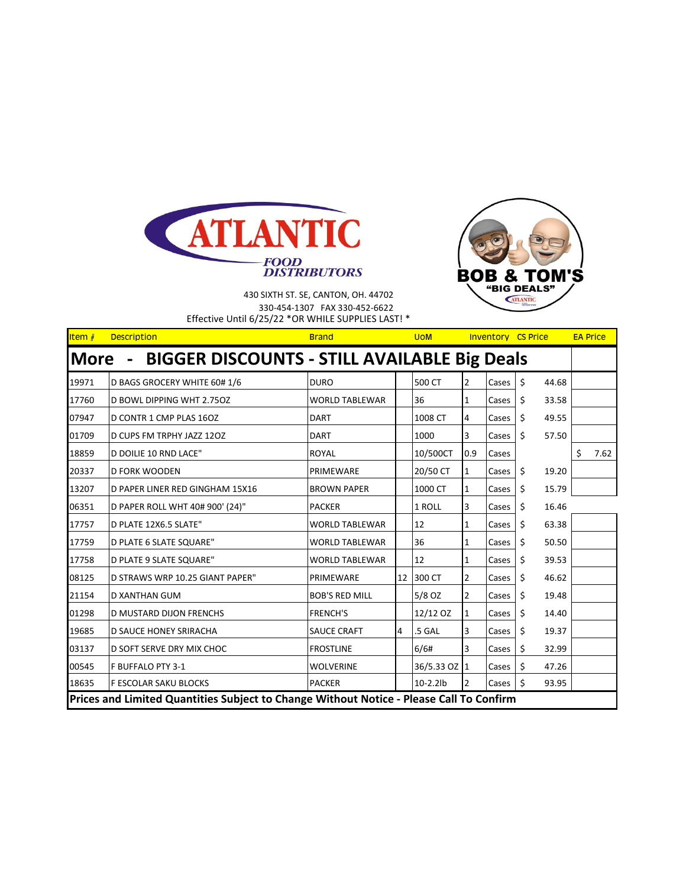ATLANTIC FOOD DISTRIBUTORS

BOB & TOM'S "BIG DEALS"

430 SIXTH ST. SE, CANTON, OH. 44702
330-454-1307 FAX 330-452-6622
Effective Until 6/25/22 *OR WHILE SUPPLIES LAST! *

| Item # | Description | Brand | | UoM | Inventory | | CS Price | EA Price |
|---|---|---|---|---|---|---|---|---|
| **More - BIGGER DISCOUNTS - STILL AVAILABLE Big Deals** | | | | | | | | |
| 19971 | D BAGS GROCERY WHITE 60# 1/6 | DURO | | 500 CT | 2 | Cases | $ 44.68 | |
| 17760 | D BOWL DIPPING WHT 2.75OZ | WORLD TABLEWAR | | 36 | 1 | Cases | $ 33.58 | |
| 07947 | D CONTR 1 CMP PLAS 16OZ | DART | | 1008 CT | 4 | Cases | $ 49.55 | |
| 01709 | D CUPS FM TRPHY JAZZ 12OZ | DART | | 1000 | 3 | Cases | $ 57.50 | |
| 18859 | D DOILIE 10 RND LACE" | ROYAL | | 10/500CT | 0.9 | Cases | | $ 7.62 |
| 20337 | D FORK WOODEN | PRIMEWARE | | 20/50 CT | 1 | Cases | $ 19.20 | |
| 13207 | D PAPER LINER RED GINGHAM 15X16 | BROWN PAPER | | 1000 CT | 1 | Cases | $ 15.79 | |
| 06351 | D PAPER ROLL WHT 40# 900' (24)" | PACKER | | 1 ROLL | 3 | Cases | $ 16.46 | |
| 17757 | D PLATE 12X6.5 SLATE" | WORLD TABLEWAR | | 12 | 1 | Cases | $ 63.38 | |
| 17759 | D PLATE 6 SLATE SQUARE" | WORLD TABLEWAR | | 36 | 1 | Cases | $ 50.50 | |
| 17758 | D PLATE 9 SLATE SQUARE" | WORLD TABLEWAR | | 12 | 1 | Cases | $ 39.53 | |
| 08125 | D STRAWS WRP 10.25 GIANT PAPER" | PRIMEWARE | 12 | 300 CT | 2 | Cases | $ 46.62 | |
| 21154 | D XANTHAN GUM | BOB'S RED MILL | | 5/8 OZ | 2 | Cases | $ 19.48 | |
| 01298 | D MUSTARD DIJON FRENCHS | FRENCH'S | | 12/12 OZ | 1 | Cases | $ 14.40 | |
| 19685 | D SAUCE HONEY SRIRACHA | SAUCE CRAFT | 4 | .5 GAL | 3 | Cases | $ 19.37 | |
| 03137 | D SOFT SERVE DRY MIX CHOC | FROSTLINE | | 6/6# | 3 | Cases | $ 32.99 | |
| 00545 | F BUFFALO PTY 3-1 | WOLVERINE | | 36/5.33 OZ | 1 | Cases | $ 47.26 | |
| 18635 | F ESCOLAR SAKU BLOCKS | PACKER | | 10-2.2lb | 2 | Cases | $ 93.95 | |

**Prices and Limited Quantities Subject to Change Without Notice - Please Call To Confirm**